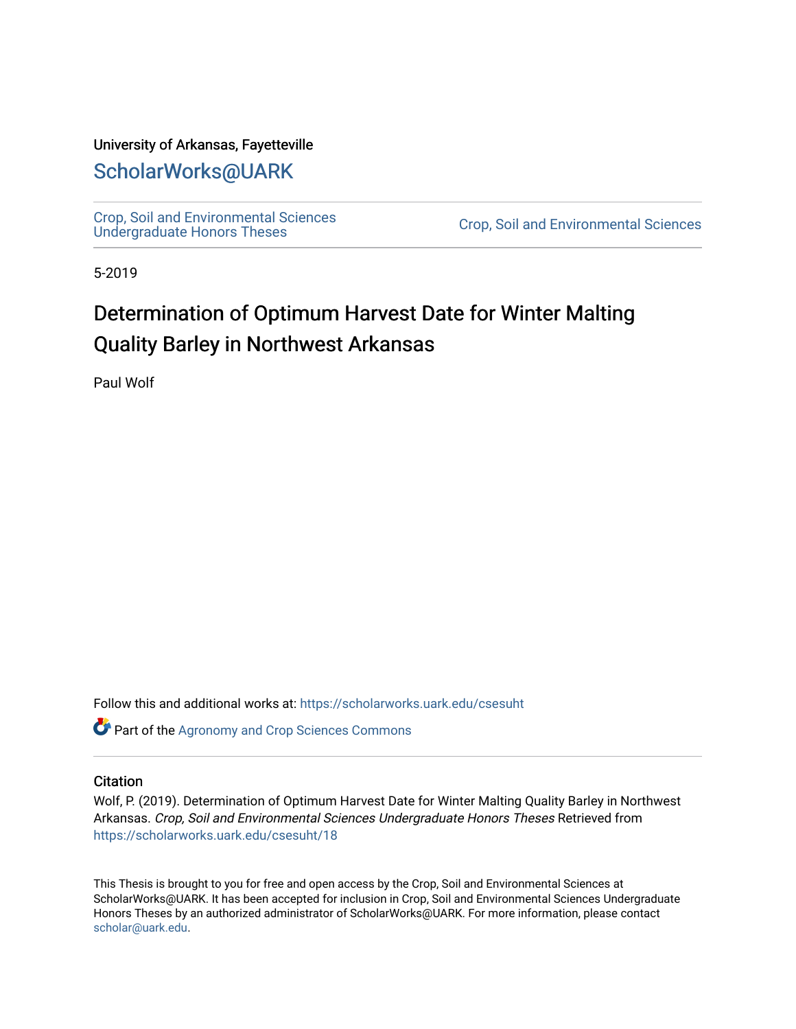University of Arkansas, Fayetteville

# ScholarWorks@UARK

Crop, Soil and Environmental Sciences Undergraduate Honors Theses

Crop, Soil and Environmental Sciences

5-2019

# Determination of Optimum Harvest Date for Winter Malting Quality Barley in Northwest Arkansas

Paul Wolf

Follow this and additional works at: https://scholarworks.uark.edu/csesuht

Part of the Agronomy and Crop Sciences Commons

## Citation

Wolf, P. (2019). Determination of Optimum Harvest Date for Winter Malting Quality Barley in Northwest Arkansas. *Crop, Soil and Environmental Sciences Undergraduate Honors Theses* Retrieved from https://scholarworks.uark.edu/csesuht/18

This Thesis is brought to you for free and open access by the Crop, Soil and Environmental Sciences at ScholarWorks@UARK. It has been accepted for inclusion in Crop, Soil and Environmental Sciences Undergraduate Honors Theses by an authorized administrator of ScholarWorks@UARK. For more information, please contact scholar@uark.edu.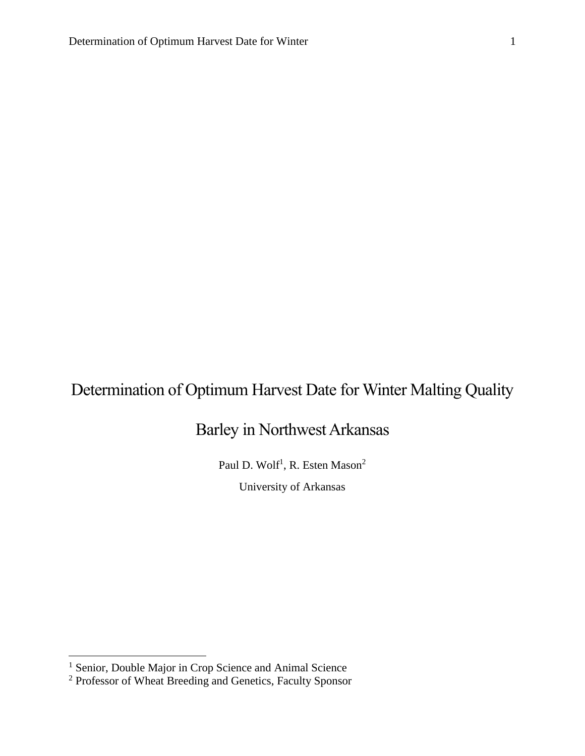# Determination of Optimum Harvest Date for Winter Malting Quality Barley in Northwest Arkansas

Paul D. Wolf[1], R. Esten Mason[2]

University of Arkansas

[1] Senior, Double Major in Crop Science and Animal Science

[2] Professor of Wheat Breeding and Genetics, Faculty Sponsor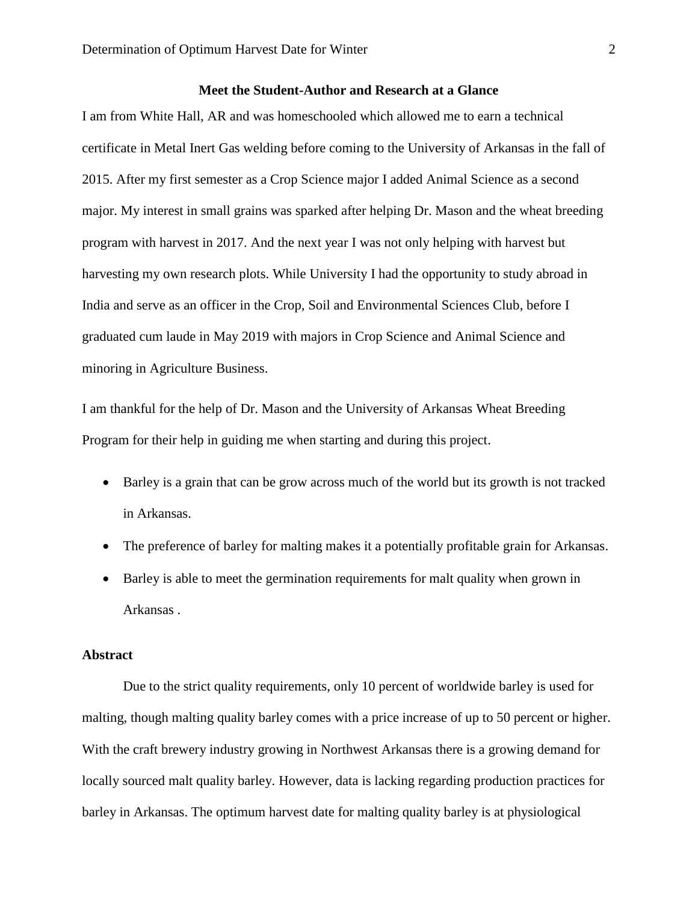**Meet the Student-Author and Research at a Glance**

I am from White Hall, AR and was homeschooled which allowed me to earn a technical certificate in Metal Inert Gas welding before coming to the University of Arkansas in the fall of 2015. After my first semester as a Crop Science major I added Animal Science as a second major. My interest in small grains was sparked after helping Dr. Mason and the wheat breeding program with harvest in 2017. And the next year I was not only helping with harvest but harvesting my own research plots. While University I had the opportunity to study abroad in India and serve as an officer in the Crop, Soil and Environmental Sciences Club, before I graduated cum laude in May 2019 with majors in Crop Science and Animal Science and minoring in Agriculture Business.

I am thankful for the help of Dr. Mason and the University of Arkansas Wheat Breeding Program for their help in guiding me when starting and during this project.

- Barley is a grain that can be grow across much of the world but its growth is not tracked in Arkansas.
- The preference of barley for malting makes it a potentially profitable grain for Arkansas.
- Barley is able to meet the germination requirements for malt quality when grown in Arkansas .

## Abstract

Due to the strict quality requirements, only 10 percent of worldwide barley is used for malting, though malting quality barley comes with a price increase of up to 50 percent or higher. With the craft brewery industry growing in Northwest Arkansas there is a growing demand for locally sourced malt quality barley. However, data is lacking regarding production practices for barley in Arkansas. The optimum harvest date for malting quality barley is at physiological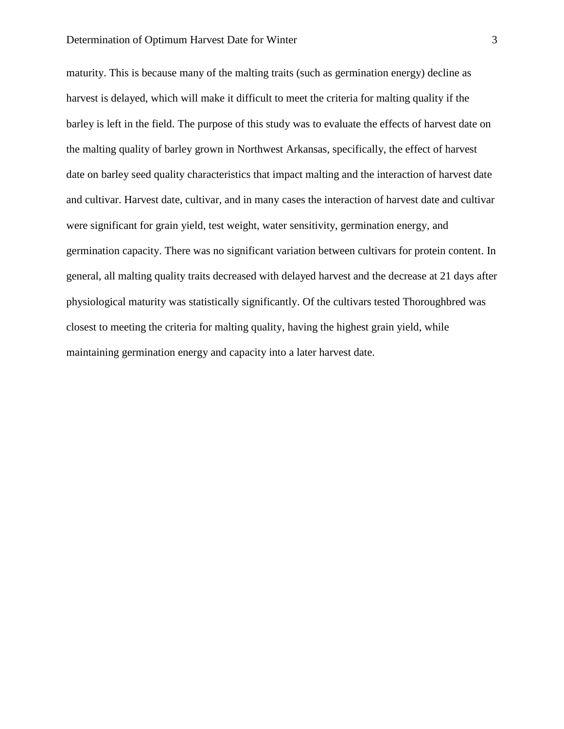maturity. This is because many of the malting traits (such as germination energy) decline as harvest is delayed, which will make it difficult to meet the criteria for malting quality if the barley is left in the field. The purpose of this study was to evaluate the effects of harvest date on the malting quality of barley grown in Northwest Arkansas, specifically, the effect of harvest date on barley seed quality characteristics that impact malting and the interaction of harvest date and cultivar. Harvest date, cultivar, and in many cases the interaction of harvest date and cultivar were significant for grain yield, test weight, water sensitivity, germination energy, and germination capacity. There was no significant variation between cultivars for protein content. In general, all malting quality traits decreased with delayed harvest and the decrease at 21 days after physiological maturity was statistically significantly. Of the cultivars tested Thoroughbred was closest to meeting the criteria for malting quality, having the highest grain yield, while maintaining germination energy and capacity into a later harvest date.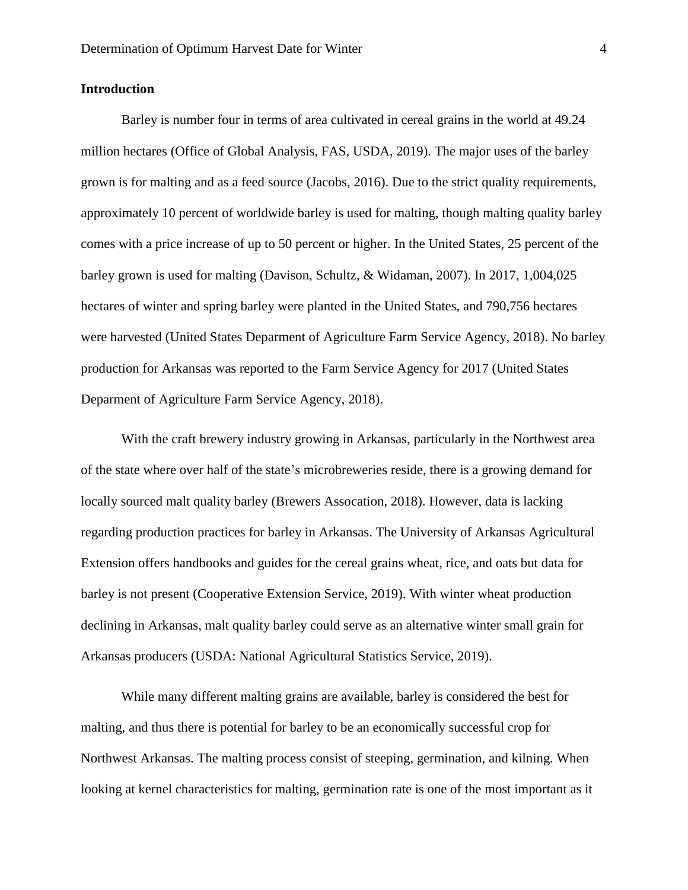## Introduction

Barley is number four in terms of area cultivated in cereal grains in the world at 49.24 million hectares (Office of Global Analysis, FAS, USDA, 2019). The major uses of the barley grown is for malting and as a feed source (Jacobs, 2016). Due to the strict quality requirements, approximately 10 percent of worldwide barley is used for malting, though malting quality barley comes with a price increase of up to 50 percent or higher. In the United States, 25 percent of the barley grown is used for malting (Davison, Schultz, & Widaman, 2007). In 2017, 1,004,025 hectares of winter and spring barley were planted in the United States, and 790,756 hectares were harvested (United States Deparment of Agriculture Farm Service Agency, 2018). No barley production for Arkansas was reported to the Farm Service Agency for 2017 (United States Deparment of Agriculture Farm Service Agency, 2018).

With the craft brewery industry growing in Arkansas, particularly in the Northwest area of the state where over half of the state's microbreweries reside, there is a growing demand for locally sourced malt quality barley (Brewers Assocation, 2018). However, data is lacking regarding production practices for barley in Arkansas. The University of Arkansas Agricultural Extension offers handbooks and guides for the cereal grains wheat, rice, and oats but data for barley is not present (Cooperative Extension Service, 2019). With winter wheat production declining in Arkansas, malt quality barley could serve as an alternative winter small grain for Arkansas producers (USDA: National Agricultural Statistics Service, 2019).

While many different malting grains are available, barley is considered the best for malting, and thus there is potential for barley to be an economically successful crop for Northwest Arkansas. The malting process consist of steeping, germination, and kilning. When looking at kernel characteristics for malting, germination rate is one of the most important as it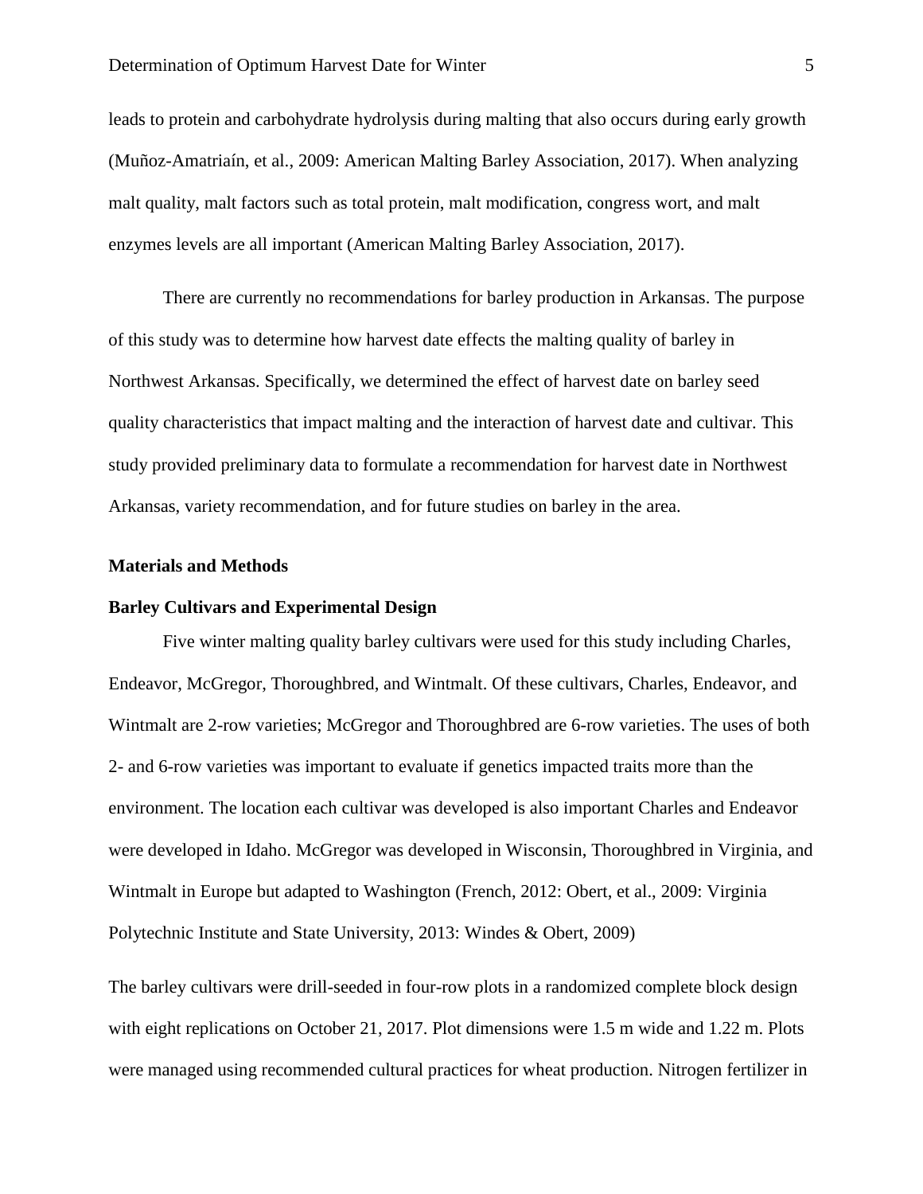leads to protein and carbohydrate hydrolysis during malting that also occurs during early growth (Muñoz-Amatriaín, et al., 2009: American Malting Barley Association, 2017). When analyzing malt quality, malt factors such as total protein, malt modification, congress wort, and malt enzymes levels are all important (American Malting Barley Association, 2017).

There are currently no recommendations for barley production in Arkansas. The purpose of this study was to determine how harvest date effects the malting quality of barley in Northwest Arkansas. Specifically, we determined the effect of harvest date on barley seed quality characteristics that impact malting and the interaction of harvest date and cultivar. This study provided preliminary data to formulate a recommendation for harvest date in Northwest Arkansas, variety recommendation, and for future studies on barley in the area.

## Materials and Methods

### Barley Cultivars and Experimental Design

Five winter malting quality barley cultivars were used for this study including Charles, Endeavor, McGregor, Thoroughbred, and Wintmalt. Of these cultivars, Charles, Endeavor, and Wintmalt are 2-row varieties; McGregor and Thoroughbred are 6-row varieties. The uses of both 2- and 6-row varieties was important to evaluate if genetics impacted traits more than the environment. The location each cultivar was developed is also important Charles and Endeavor were developed in Idaho. McGregor was developed in Wisconsin, Thoroughbred in Virginia, and Wintmalt in Europe but adapted to Washington (French, 2012: Obert, et al., 2009: Virginia Polytechnic Institute and State University, 2013: Windes & Obert, 2009)

The barley cultivars were drill-seeded in four-row plots in a randomized complete block design with eight replications on October 21, 2017. Plot dimensions were 1.5 m wide and 1.22 m. Plots were managed using recommended cultural practices for wheat production. Nitrogen fertilizer in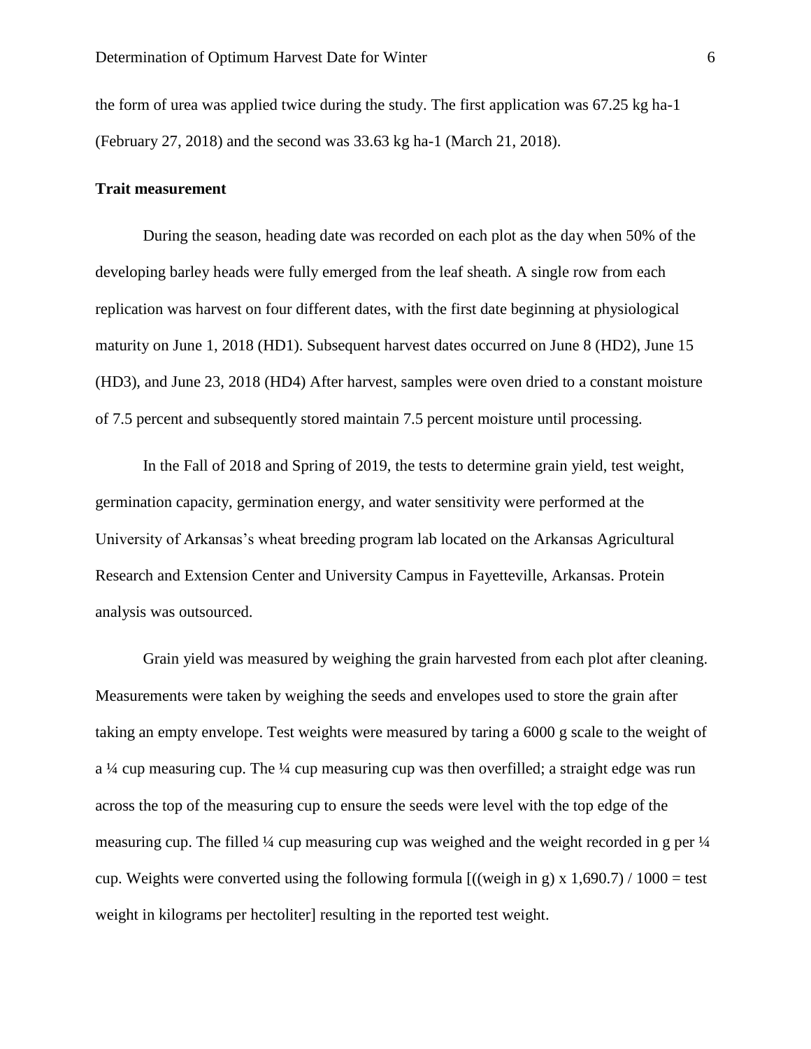the form of urea was applied twice during the study. The first application was 67.25 kg ha-1 (February 27, 2018) and the second was 33.63 kg ha-1 (March 21, 2018).

**Trait measurement**

During the season, heading date was recorded on each plot as the day when 50% of the developing barley heads were fully emerged from the leaf sheath. A single row from each replication was harvest on four different dates, with the first date beginning at physiological maturity on June 1, 2018 (HD1). Subsequent harvest dates occurred on June 8 (HD2), June 15 (HD3), and June 23, 2018 (HD4) After harvest, samples were oven dried to a constant moisture of 7.5 percent and subsequently stored maintain 7.5 percent moisture until processing.

In the Fall of 2018 and Spring of 2019, the tests to determine grain yield, test weight, germination capacity, germination energy, and water sensitivity were performed at the University of Arkansas's wheat breeding program lab located on the Arkansas Agricultural Research and Extension Center and University Campus in Fayetteville, Arkansas. Protein analysis was outsourced.

Grain yield was measured by weighing the grain harvested from each plot after cleaning. Measurements were taken by weighing the seeds and envelopes used to store the grain after taking an empty envelope. Test weights were measured by taring a 6000 g scale to the weight of a ¼ cup measuring cup. The ¼ cup measuring cup was then overfilled; a straight edge was run across the top of the measuring cup to ensure the seeds were level with the top edge of the measuring cup. The filled ¼ cup measuring cup was weighed and the weight recorded in g per ¼ cup. Weights were converted using the following formula [((weigh in g) x 1,690.7) / 1000 = test weight in kilograms per hectoliter] resulting in the reported test weight.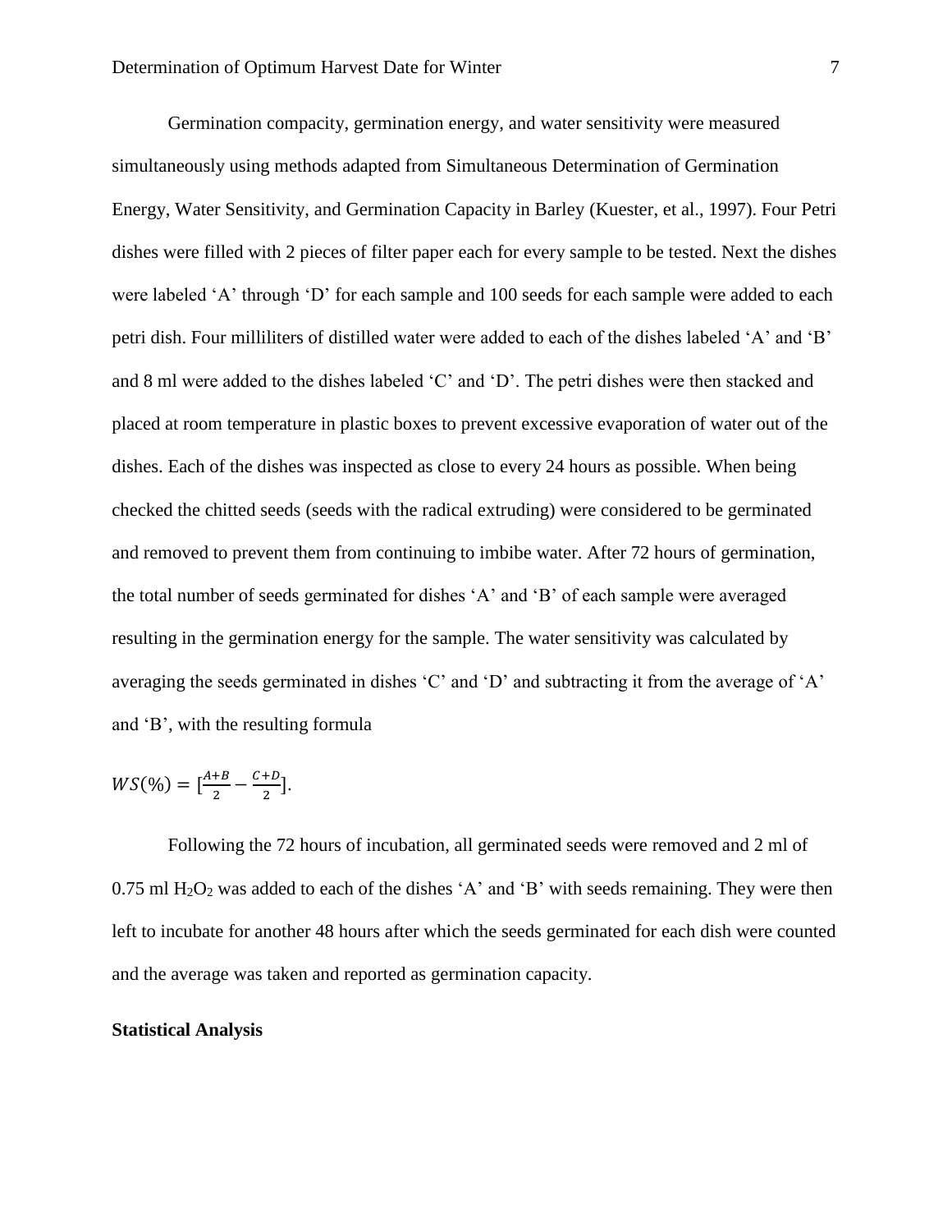Germination compacity, germination energy, and water sensitivity were measured simultaneously using methods adapted from Simultaneous Determination of Germination Energy, Water Sensitivity, and Germination Capacity in Barley (Kuester, et al., 1997). Four Petri dishes were filled with 2 pieces of filter paper each for every sample to be tested. Next the dishes were labeled 'A' through 'D' for each sample and 100 seeds for each sample were added to each petri dish. Four milliliters of distilled water were added to each of the dishes labeled 'A' and 'B' and 8 ml were added to the dishes labeled 'C' and 'D'. The petri dishes were then stacked and placed at room temperature in plastic boxes to prevent excessive evaporation of water out of the dishes. Each of the dishes was inspected as close to every 24 hours as possible. When being checked the chitted seeds (seeds with the radical extruding) were considered to be germinated and removed to prevent them from continuing to imbibe water. After 72 hours of germination, the total number of seeds germinated for dishes 'A' and 'B' of each sample were averaged resulting in the germination energy for the sample. The water sensitivity was calculated by averaging the seeds germinated in dishes 'C' and 'D' and subtracting it from the average of 'A' and 'B', with the resulting formula

$$WS(\%) = \left[\frac{A+B}{2} - \frac{C+D}{2}\right].$$

Following the 72 hours of incubation, all germinated seeds were removed and 2 ml of 0.75 ml $H_2O_2$ was added to each of the dishes 'A' and 'B' with seeds remaining. They were then left to incubate for another 48 hours after which the seeds germinated for each dish were counted and the average was taken and reported as germination capacity.

**Statistical Analysis**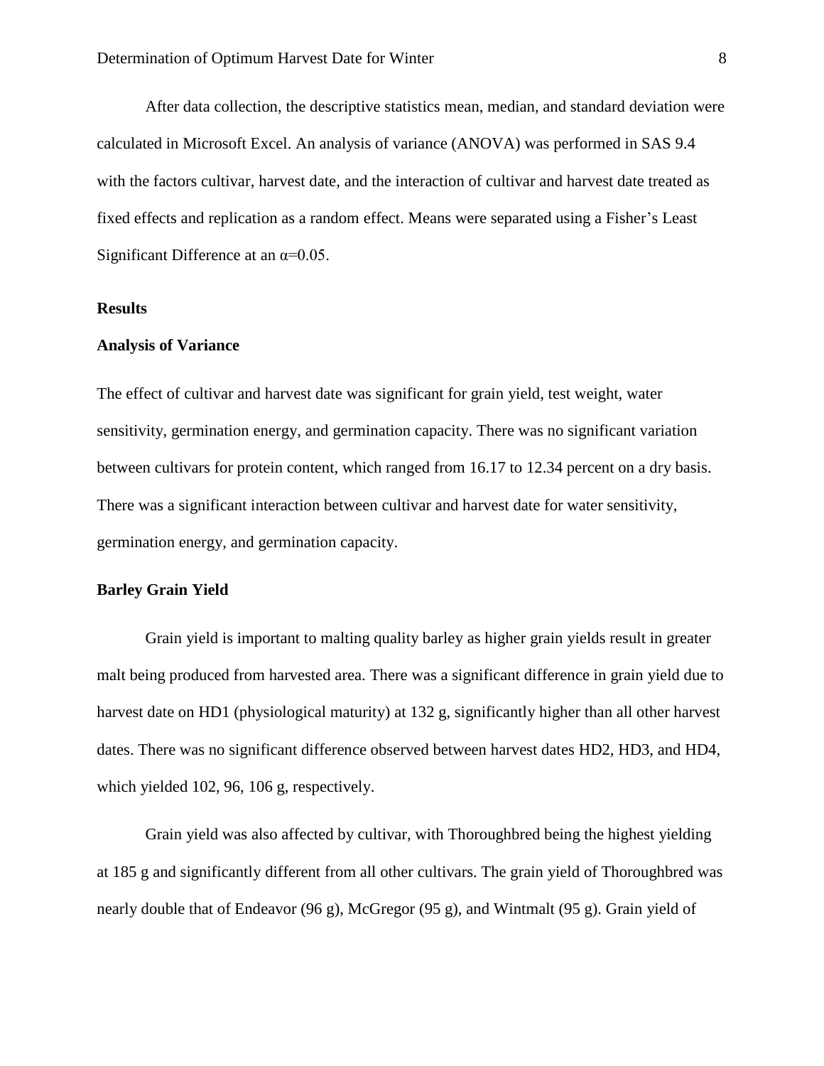After data collection, the descriptive statistics mean, median, and standard deviation were calculated in Microsoft Excel. An analysis of variance (ANOVA) was performed in SAS 9.4 with the factors cultivar, harvest date, and the interaction of cultivar and harvest date treated as fixed effects and replication as a random effect. Means were separated using a Fisher's Least Significant Difference at an $\alpha$=0.05.

## Results

### Analysis of Variance

The effect of cultivar and harvest date was significant for grain yield, test weight, water sensitivity, germination energy, and germination capacity. There was no significant variation between cultivars for protein content, which ranged from 16.17 to 12.34 percent on a dry basis. There was a significant interaction between cultivar and harvest date for water sensitivity, germination energy, and germination capacity.

### Barley Grain Yield

Grain yield is important to malting quality barley as higher grain yields result in greater malt being produced from harvested area. There was a significant difference in grain yield due to harvest date on HD1 (physiological maturity) at 132 g, significantly higher than all other harvest dates. There was no significant difference observed between harvest dates HD2, HD3, and HD4, which yielded 102, 96, 106 g, respectively.

Grain yield was also affected by cultivar, with Thoroughbred being the highest yielding at 185 g and significantly different from all other cultivars. The grain yield of Thoroughbred was nearly double that of Endeavor (96 g), McGregor (95 g), and Wintmalt (95 g). Grain yield of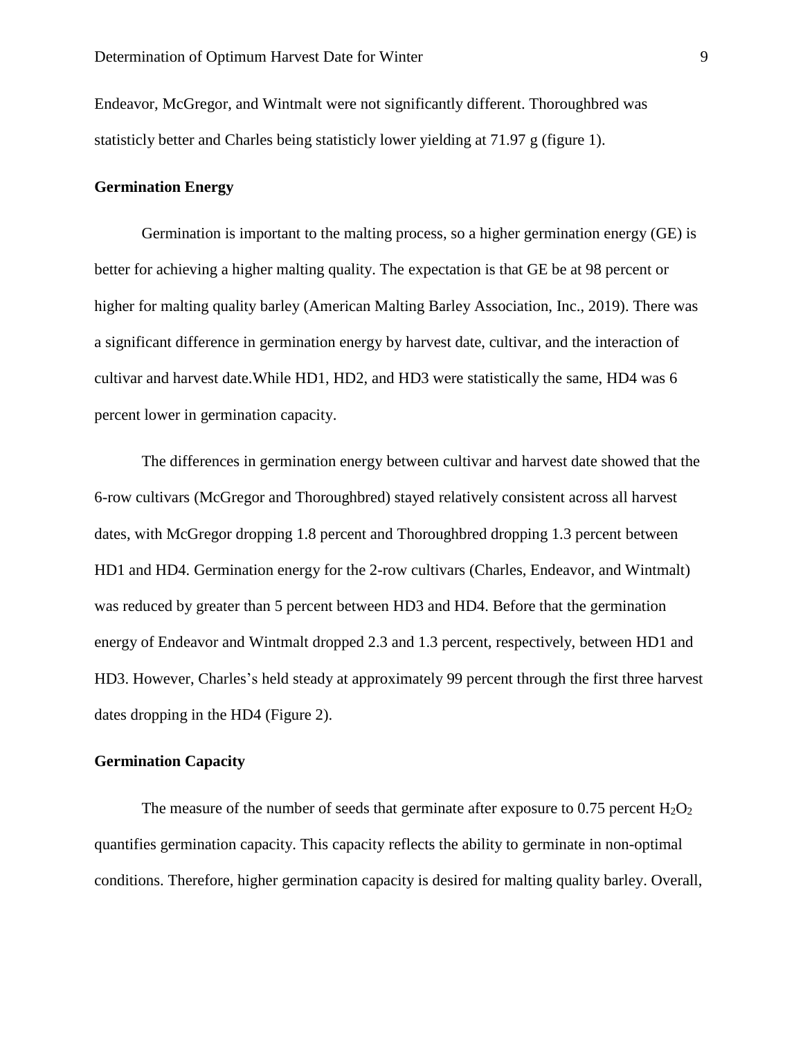Endeavor, McGregor, and Wintmalt were not significantly different. Thoroughbred was statisticly better and Charles being statisticly lower yielding at 71.97 g (figure 1).

## Germination Energy

Germination is important to the malting process, so a higher germination energy (GE) is better for achieving a higher malting quality. The expectation is that GE be at 98 percent or higher for malting quality barley (American Malting Barley Association, Inc., 2019). There was a significant difference in germination energy by harvest date, cultivar, and the interaction of cultivar and harvest date.While HD1, HD2, and HD3 were statistically the same, HD4 was 6 percent lower in germination capacity.

The differences in germination energy between cultivar and harvest date showed that the 6-row cultivars (McGregor and Thoroughbred) stayed relatively consistent across all harvest dates, with McGregor dropping 1.8 percent and Thoroughbred dropping 1.3 percent between HD1 and HD4. Germination energy for the 2-row cultivars (Charles, Endeavor, and Wintmalt) was reduced by greater than 5 percent between HD3 and HD4. Before that the germination energy of Endeavor and Wintmalt dropped 2.3 and 1.3 percent, respectively, between HD1 and HD3. However, Charles's held steady at approximately 99 percent through the first three harvest dates dropping in the HD4 (Figure 2).

## Germination Capacity

The measure of the number of seeds that germinate after exposure to 0.75 percent $H_2O_2$ quantifies germination capacity. This capacity reflects the ability to germinate in non-optimal conditions. Therefore, higher germination capacity is desired for malting quality barley. Overall,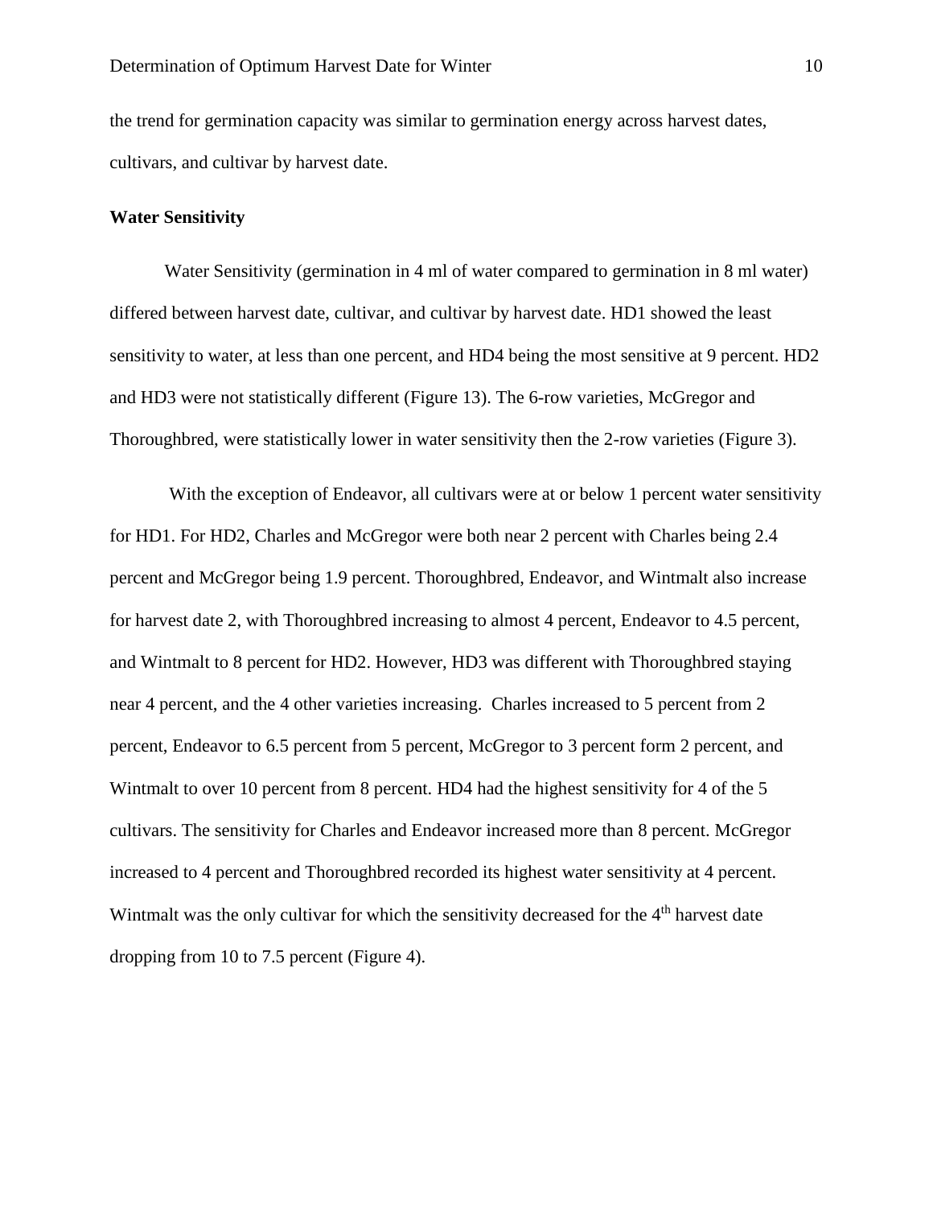the trend for germination capacity was similar to germination energy across harvest dates, cultivars, and cultivar by harvest date.

**Water Sensitivity**

Water Sensitivity (germination in 4 ml of water compared to germination in 8 ml water) differed between harvest date, cultivar, and cultivar by harvest date. HD1 showed the least sensitivity to water, at less than one percent, and HD4 being the most sensitive at 9 percent. HD2 and HD3 were not statistically different (Figure 13). The 6-row varieties, McGregor and Thoroughbred, were statistically lower in water sensitivity then the 2-row varieties (Figure 3).

With the exception of Endeavor, all cultivars were at or below 1 percent water sensitivity for HD1. For HD2, Charles and McGregor were both near 2 percent with Charles being 2.4 percent and McGregor being 1.9 percent. Thoroughbred, Endeavor, and Wintmalt also increase for harvest date 2, with Thoroughbred increasing to almost 4 percent, Endeavor to 4.5 percent, and Wintmalt to 8 percent for HD2. However, HD3 was different with Thoroughbred staying near 4 percent, and the 4 other varieties increasing. Charles increased to 5 percent from 2 percent, Endeavor to 6.5 percent from 5 percent, McGregor to 3 percent form 2 percent, and Wintmalt to over 10 percent from 8 percent. HD4 had the highest sensitivity for 4 of the 5 cultivars. The sensitivity for Charles and Endeavor increased more than 8 percent. McGregor increased to 4 percent and Thoroughbred recorded its highest water sensitivity at 4 percent. Wintmalt was the only cultivar for which the sensitivity decreased for the 4th harvest date dropping from 10 to 7.5 percent (Figure 4).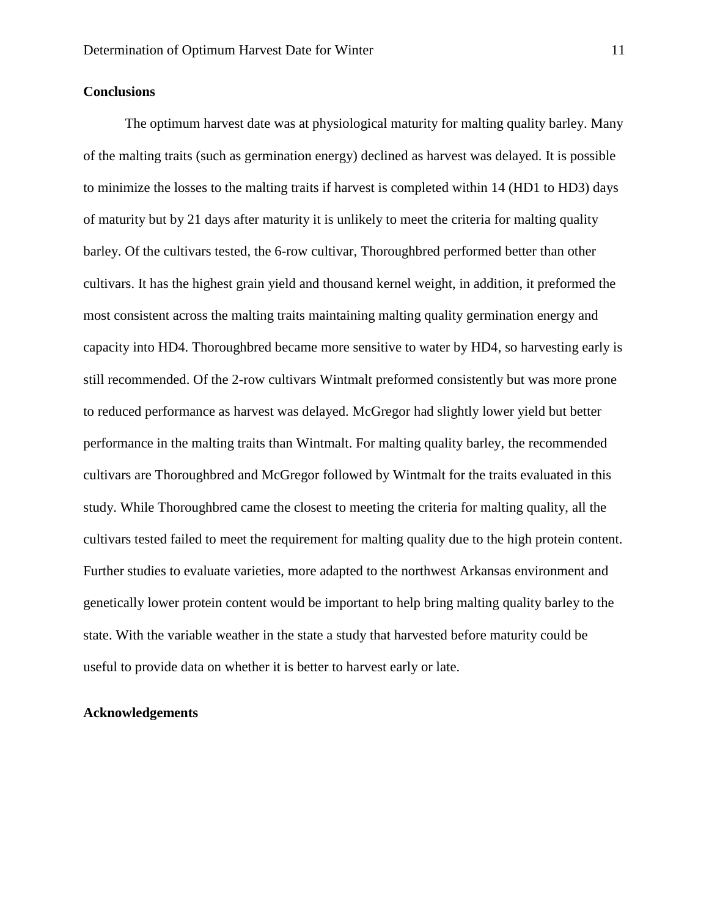## Conclusions

The optimum harvest date was at physiological maturity for malting quality barley. Many of the malting traits (such as germination energy) declined as harvest was delayed. It is possible to minimize the losses to the malting traits if harvest is completed within 14 (HD1 to HD3) days of maturity but by 21 days after maturity it is unlikely to meet the criteria for malting quality barley. Of the cultivars tested, the 6-row cultivar, Thoroughbred performed better than other cultivars. It has the highest grain yield and thousand kernel weight, in addition, it preformed the most consistent across the malting traits maintaining malting quality germination energy and capacity into HD4. Thoroughbred became more sensitive to water by HD4, so harvesting early is still recommended. Of the 2-row cultivars Wintmalt preformed consistently but was more prone to reduced performance as harvest was delayed. McGregor had slightly lower yield but better performance in the malting traits than Wintmalt. For malting quality barley, the recommended cultivars are Thoroughbred and McGregor followed by Wintmalt for the traits evaluated in this study. While Thoroughbred came the closest to meeting the criteria for malting quality, all the cultivars tested failed to meet the requirement for malting quality due to the high protein content. Further studies to evaluate varieties, more adapted to the northwest Arkansas environment and genetically lower protein content would be important to help bring malting quality barley to the state. With the variable weather in the state a study that harvested before maturity could be useful to provide data on whether it is better to harvest early or late.

## Acknowledgements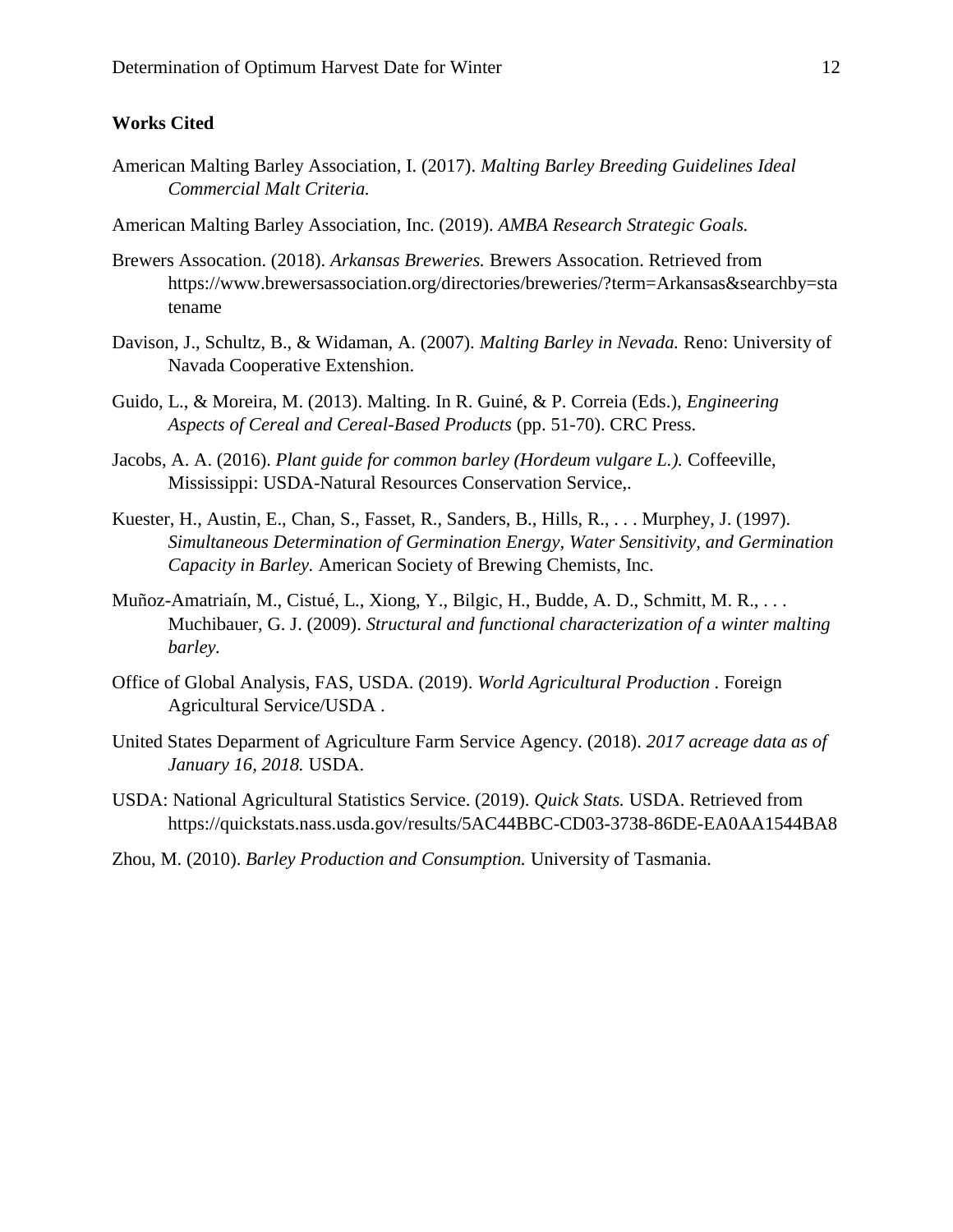**Works Cited**

American Malting Barley Association, I. (2017). *Malting Barley Breeding Guidelines Ideal Commercial Malt Criteria.*

American Malting Barley Association, Inc. (2019). *AMBA Research Strategic Goals.*

Brewers Assocation. (2018). *Arkansas Breweries.* Brewers Assocation. Retrieved from https://www.brewersassociation.org/directories/breweries/?term=Arkansas&searchby=statename

Davison, J., Schultz, B., & Widaman, A. (2007). *Malting Barley in Nevada.* Reno: University of Navada Cooperative Extenshion.

Guido, L., & Moreira, M. (2013). Malting. In R. Guiné, & P. Correia (Eds.), *Engineering Aspects of Cereal and Cereal-Based Products* (pp. 51-70). CRC Press.

Jacobs, A. A. (2016). *Plant guide for common barley (Hordeum vulgare L.).* Coffeeville, Mississippi: USDA-Natural Resources Conservation Service,.

Kuester, H., Austin, E., Chan, S., Fasset, R., Sanders, B., Hills, R., . . . Murphey, J. (1997). *Simultaneous Determination of Germination Energy, Water Sensitivity, and Germination Capacity in Barley.* American Society of Brewing Chemists, Inc.

Muñoz-Amatriaín, M., Cistué, L., Xiong, Y., Bilgic, H., Budde, A. D., Schmitt, M. R., . . . Muchibauer, G. J. (2009). *Structural and functional characterization of a winter malting barley.*

Office of Global Analysis, FAS, USDA. (2019). *World Agricultural Production* . Foreign Agricultural Service/USDA .

United States Deparment of Agriculture Farm Service Agency. (2018). *2017 acreage data as of January 16, 2018.* USDA.

USDA: National Agricultural Statistics Service. (2019). *Quick Stats.* USDA. Retrieved from https://quickstats.nass.usda.gov/results/5AC44BBC-CD03-3738-86DE-EA0AA1544BA8

Zhou, M. (2010). *Barley Production and Consumption.* University of Tasmania.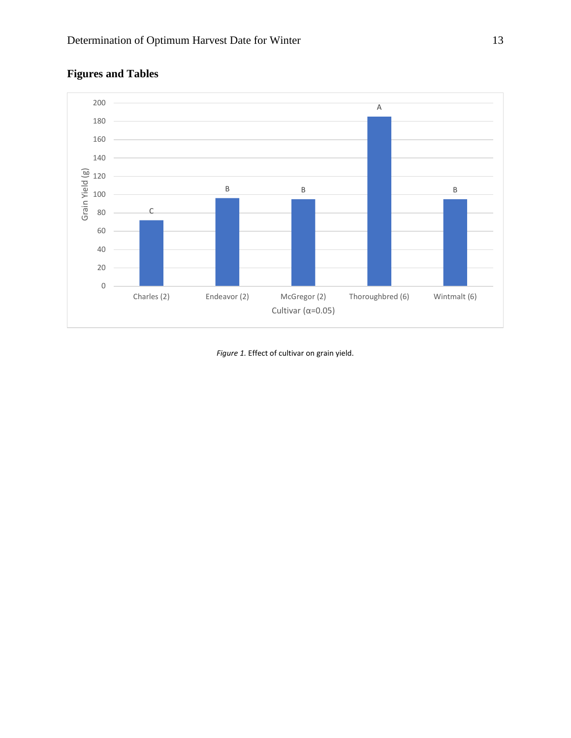## Figures and Tables

*Figure 1.* Effect of cultivar on grain yield.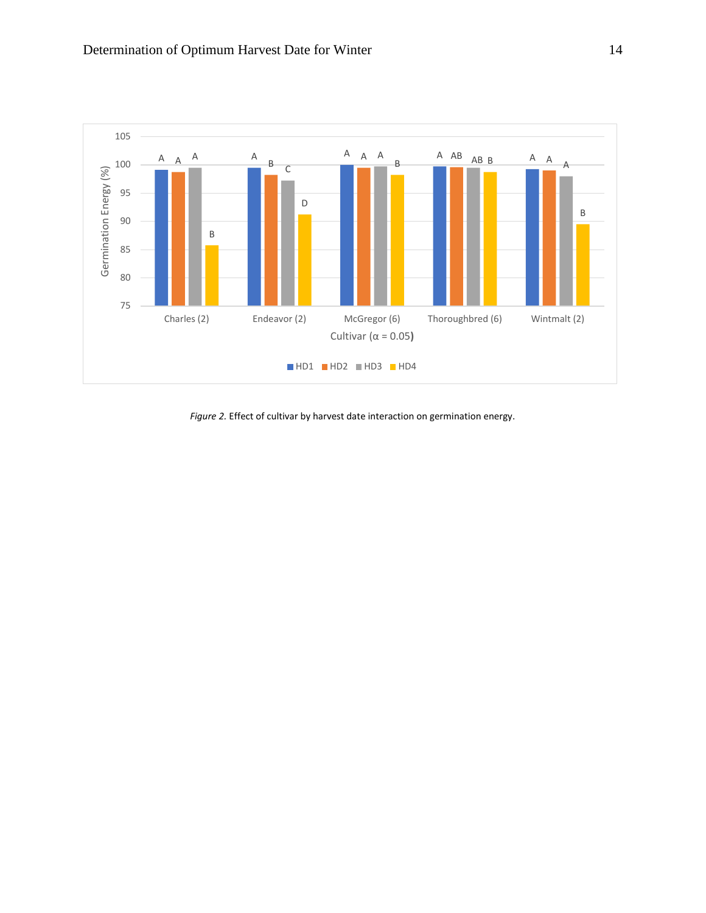*Figure 2.* Effect of cultivar by harvest date interaction on germination energy.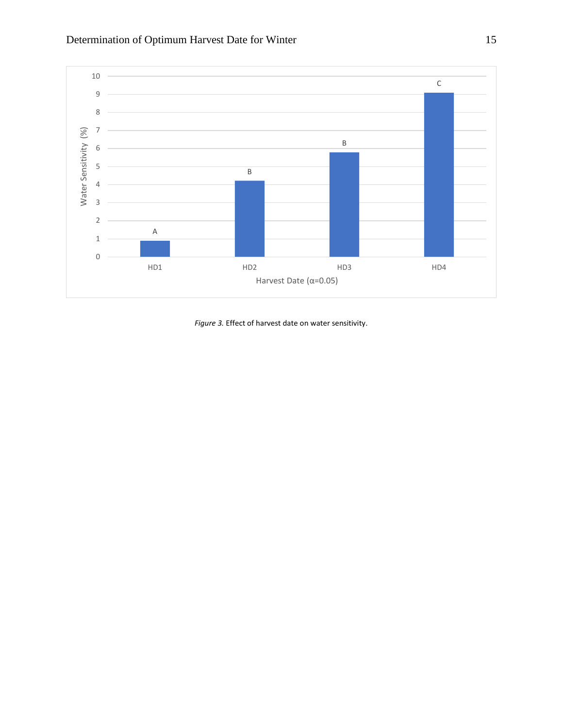*Figure 3.* Effect of harvest date on water sensitivity.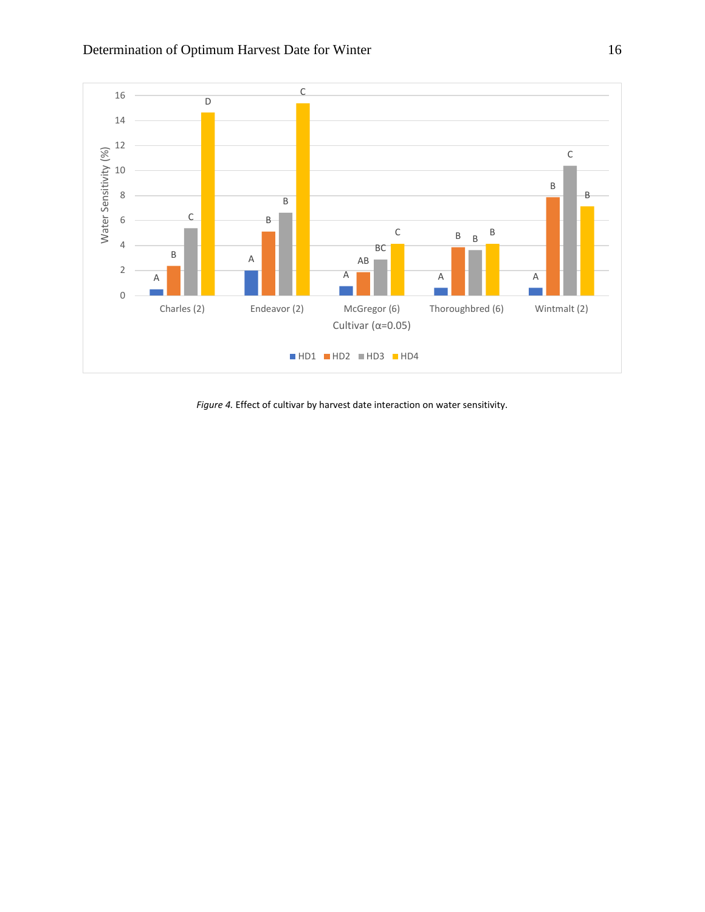*Figure 4.* Effect of cultivar by harvest date interaction on water sensitivity.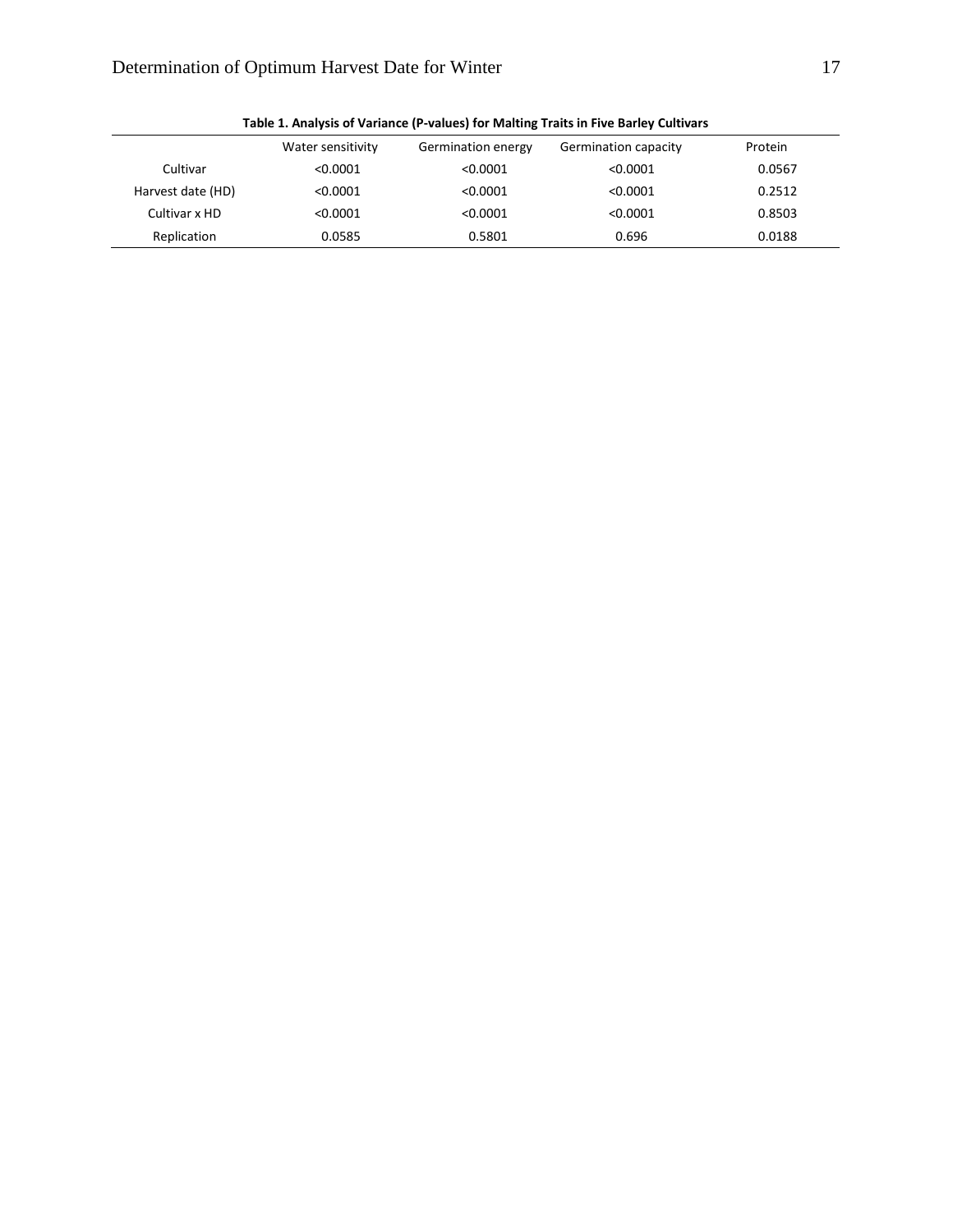**Table 1. Analysis of Variance (P-values) for Malting Traits in Five Barley Cultivars**

| | Water sensitivity | Germination energy | Germination capacity | Protein |
|---|---|---|---|---|
| Cultivar | <0.0001 | <0.0001 | <0.0001 | 0.0567 |
| Harvest date (HD) | <0.0001 | <0.0001 | <0.0001 | 0.2512 |
| Cultivar x HD | <0.0001 | <0.0001 | <0.0001 | 0.8503 |
| Replication | 0.0585 | 0.5801 | 0.696 | 0.0188 |